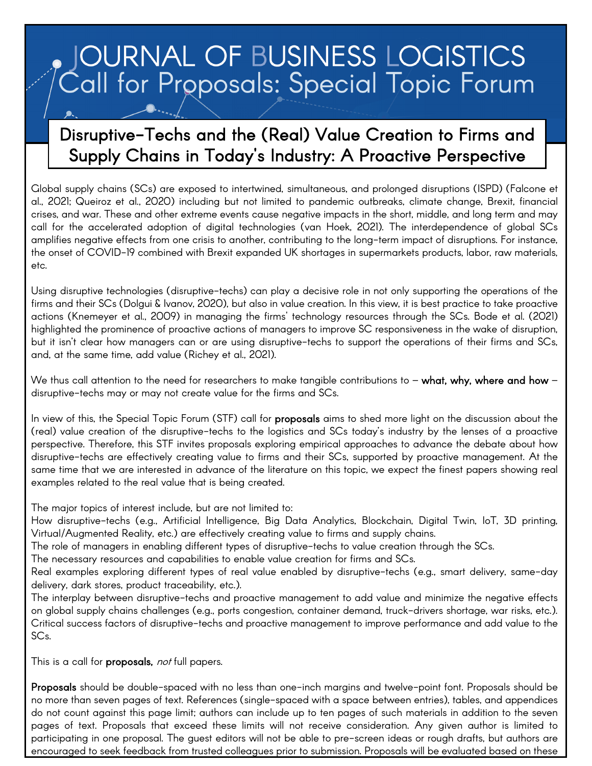# JOURNAL OF BUSINESS LOGISTICS
## Call for Proposals: Special Topic Forum

## Disruptive-Techs and the (Real) Value Creation to Firms and Supply Chains in Today's Industry: A Proactive Perspective

Global supply chains (SCs) are exposed to intertwined, simultaneous, and prolonged disruptions (ISPD) (Falcone et al., 2021; Queiroz et al., 2020) including but not limited to pandemic outbreaks, climate change, Brexit, financial crises, and war. These and other extreme events cause negative impacts in the short, middle, and long term and may call for the accelerated adoption of digital technologies (van Hoek, 2021). The interdependence of global SCs amplifies negative effects from one crisis to another, contributing to the long-term impact of disruptions. For instance, the onset of COVID-19 combined with Brexit expanded UK shortages in supermarkets products, labor, raw materials, etc.

Using disruptive technologies (disruptive-techs) can play a decisive role in not only supporting the operations of the firms and their SCs (Dolgui & Ivanov, 2020), but also in value creation. In this view, it is best practice to take proactive actions (Knemeyer et al., 2009) in managing the firms' technology resources through the SCs. Bode et al. (2021) highlighted the prominence of proactive actions of managers to improve SC responsiveness in the wake of disruption, but it isn't clear how managers can or are using disruptive-techs to support the operations of their firms and SCs, and, at the same time, add value (Richey et al., 2021).

We thus call attention to the need for researchers to make tangible contributions to – **what, why, where and how** – disruptive-techs may or may not create value for the firms and SCs.

In view of this, the Special Topic Forum (STF) call for **proposals** aims to shed more light on the discussion about the (real) value creation of the disruptive-techs to the logistics and SCs today's industry by the lenses of a proactive perspective. Therefore, this STF invites proposals exploring empirical approaches to advance the debate about how disruptive-techs are effectively creating value to firms and their SCs, supported by proactive management. At the same time that we are interested in advance of the literature on this topic, we expect the finest papers showing real examples related to the real value that is being created.

The major topics of interest include, but are not limited to:

How disruptive-techs (e.g., Artificial Intelligence, Big Data Analytics, Blockchain, Digital Twin, IoT, 3D printing, Virtual/Augmented Reality, etc.) are effectively creating value to firms and supply chains.

The role of managers in enabling different types of disruptive-techs to value creation through the SCs.

The necessary resources and capabilities to enable value creation for firms and SCs.

Real examples exploring different types of real value enabled by disruptive-techs (e.g., smart delivery, same-day delivery, dark stores, product traceability, etc.).

The interplay between disruptive-techs and proactive management to add value and minimize the negative effects on global supply chains challenges (e.g., ports congestion, container demand, truck-drivers shortage, war risks, etc.).

Critical success factors of disruptive-techs and proactive management to improve performance and add value to the SCs.

This is a call for **proposals,** *not* full papers.

**Proposals** should be double-spaced with no less than one-inch margins and twelve-point font. Proposals should be no more than seven pages of text. References (single-spaced with a space between entries), tables, and appendices do not count against this page limit; authors can include up to ten pages of such materials in addition to the seven pages of text. Proposals that exceed these limits will not receive consideration. Any given author is limited to participating in one proposal. The guest editors will not be able to pre-screen ideas or rough drafts, but authors are encouraged to seek feedback from trusted colleagues prior to submission. Proposals will be evaluated based on these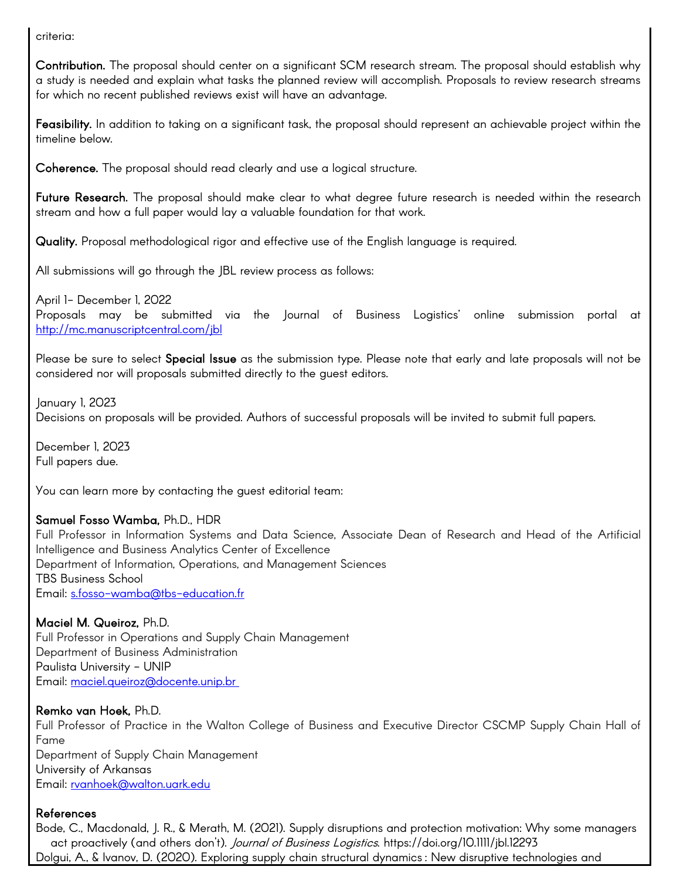criteria:

**Contribution.** The proposal should center on a significant SCM research stream. The proposal should establish why a study is needed and explain what tasks the planned review will accomplish. Proposals to review research streams for which no recent published reviews exist will have an advantage.

**Feasibility.** In addition to taking on a significant task, the proposal should represent an achievable project within the timeline below.

**Coherence.** The proposal should read clearly and use a logical structure.

**Future Research.** The proposal should make clear to what degree future research is needed within the research stream and how a full paper would lay a valuable foundation for that work.

**Quality.** Proposal methodological rigor and effective use of the English language is required.

All submissions will go through the JBL review process as follows:

April 1– December 1, 2022
Proposals may be submitted via the Journal of Business Logistics' online submission portal at http://mc.manuscriptcentral.com/jbl

Please be sure to select **Special Issue** as the submission type. Please note that early and late proposals will not be considered nor will proposals submitted directly to the guest editors.

January 1, 2023
Decisions on proposals will be provided. Authors of successful proposals will be invited to submit full papers.

December 1, 2023
Full papers due.

You can learn more by contacting the guest editorial team:

**Samuel Fosso Wamba,** Ph.D., HDR
Full Professor in Information Systems and Data Science, Associate Dean of Research and Head of the Artificial Intelligence and Business Analytics Center of Excellence
Department of Information, Operations, and Management Sciences
TBS Business School
Email: s.fosso-wamba@tbs-education.fr

**Maciel M. Queiroz,** Ph.D.
Full Professor in Operations and Supply Chain Management
Department of Business Administration
Paulista University – UNIP
Email: maciel.queiroz@docente.unip.br

**Remko van Hoek,** Ph.D.
Full Professor of Practice in the Walton College of Business and Executive Director CSCMP Supply Chain Hall of Fame
Department of Supply Chain Management
University of Arkansas
Email: rvanhoek@walton.uark.edu

**References**

Bode, C., Macdonald, J. R., & Merath, M. (2021). Supply disruptions and protection motivation: Why some managers act proactively (and others don't). *Journal of Business Logistics*. https://doi.org/10.1111/jbl.12293

Dolgui, A., & Ivanov, D. (2020). Exploring supply chain structural dynamics : New disruptive technologies and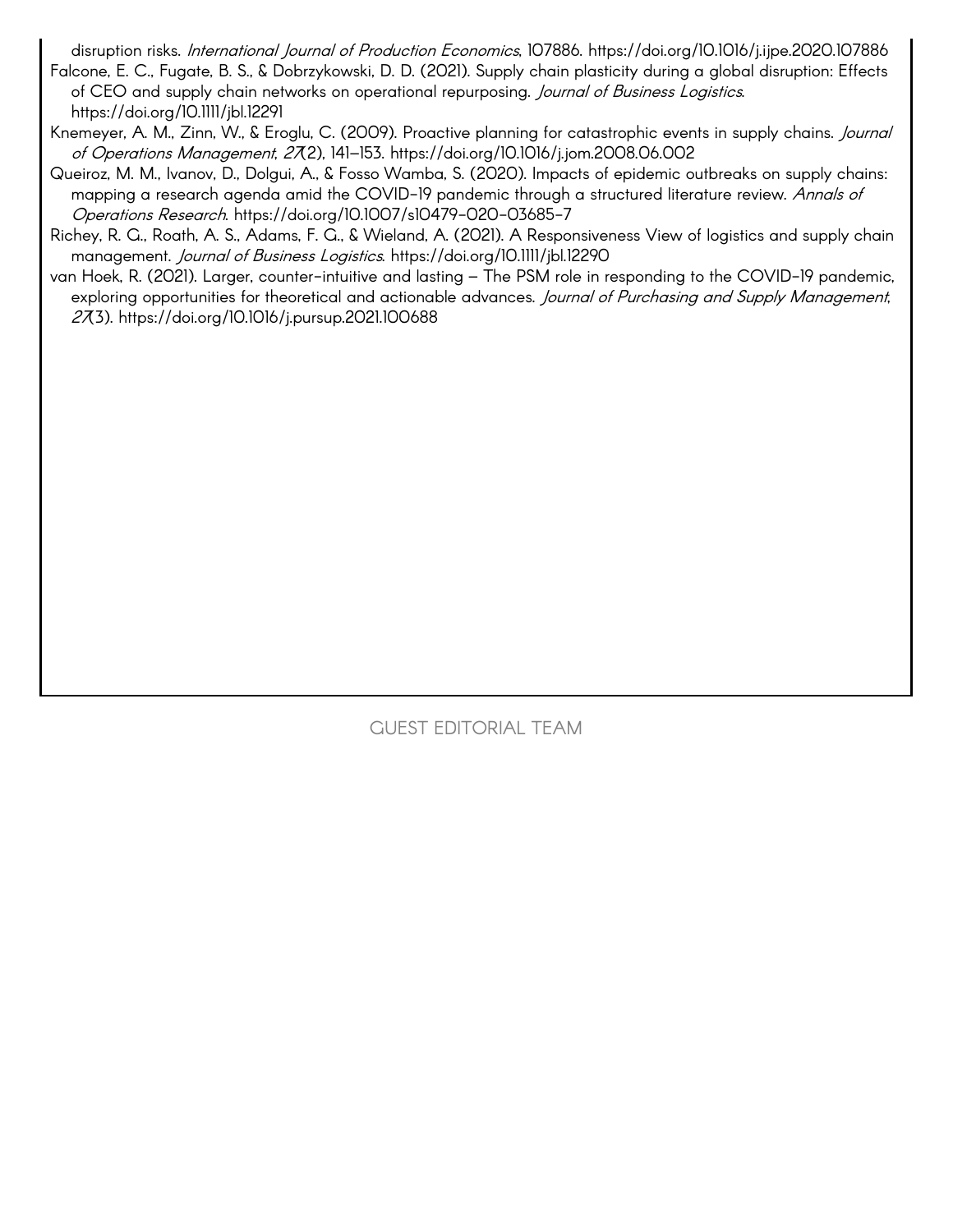disruption risks. *International Journal of Production Economics*, 107886. https://doi.org/10.1016/j.ijpe.2020.107886

Falcone, E. C., Fugate, B. S., & Dobrzykowski, D. D. (2021). Supply chain plasticity during a global disruption: Effects of CEO and supply chain networks on operational repurposing. *Journal of Business Logistics*. https://doi.org/10.1111/jbl.12291

Knemeyer, A. M., Zinn, W., & Eroglu, C. (2009). Proactive planning for catastrophic events in supply chains. *Journal of Operations Management*, *27*(2), 141–153. https://doi.org/10.1016/j.jom.2008.06.002

Queiroz, M. M., Ivanov, D., Dolgui, A., & Fosso Wamba, S. (2020). Impacts of epidemic outbreaks on supply chains: mapping a research agenda amid the COVID-19 pandemic through a structured literature review. *Annals of Operations Research*. https://doi.org/10.1007/s10479-020-03685-7

Richey, R. G., Roath, A. S., Adams, F. G., & Wieland, A. (2021). A Responsiveness View of logistics and supply chain management. *Journal of Business Logistics*. https://doi.org/10.1111/jbl.12290

van Hoek, R. (2021). Larger, counter-intuitive and lasting – The PSM role in responding to the COVID-19 pandemic, exploring opportunities for theoretical and actionable advances. *Journal of Purchasing and Supply Management*, *27*(3). https://doi.org/10.1016/j.pursup.2021.100688

GUEST EDITORIAL TEAM